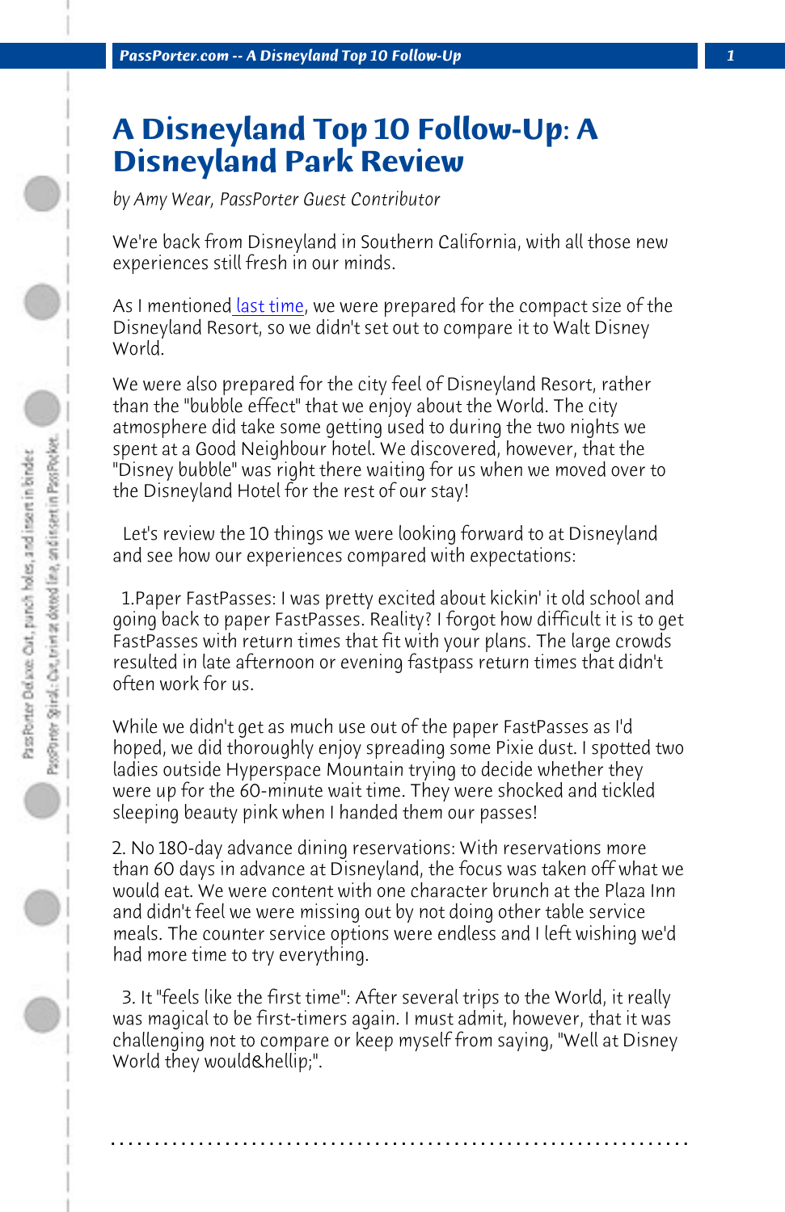# A Disneyland Top 10 Follow-Up: A Disneyland Park Review

*by Amy Wear, PassPorter Guest Contributor*

We're back from Disneyland in Southern California, with all those new experiences still fresh in our minds.

As I mentioned last time, we were prepared for the compact size of the Disneyland Resort, so we didn't set out to compare it to Walt Disney World.

We were also prepared for the city feel of Disneyland Resort, rather than the "bubble effect" that we enjoy about the World. The city atmosphere did take some getting used to during the two nights we spent at a Good Neighbour hotel. We discovered, however, that the "Disney bubble" was right there waiting for us when we moved over to the Disneyland Hotel for the rest of our stay!

Let's review the 10 things we were looking forward to at Disneyland and see how our experiences compared with expectations:

1.Paper FastPasses: I was pretty excited about kickin' it old school and going back to paper FastPasses. Reality? I forgot how difficult it is to get FastPasses with return times that fit with your plans. The large crowds resulted in late afternoon or evening fastpass return times that didn't often work for us.

While we didn't get as much use out of the paper FastPasses as I'd hoped, we did thoroughly enjoy spreading some Pixie dust. I spotted two ladies outside Hyperspace Mountain trying to decide whether they were up for the 60-minute wait time. They were shocked and tickled sleeping beauty pink when I handed them our passes!

2. No 180-day advance dining reservations: With reservations more than 60 days in advance at Disneyland, the focus was taken off what we would eat. We were content with one character brunch at the Plaza Inn and didn't feel we were missing out by not doing other table service meals. The counter service options were endless and I left wishing we'd had more time to try everything.

3. It "feels like the first time": After several trips to the World, it really was magical to be first-timers again. I must admit, however, that it was challenging not to compare or keep myself from saying, "Well at Disney World they would&hellip;".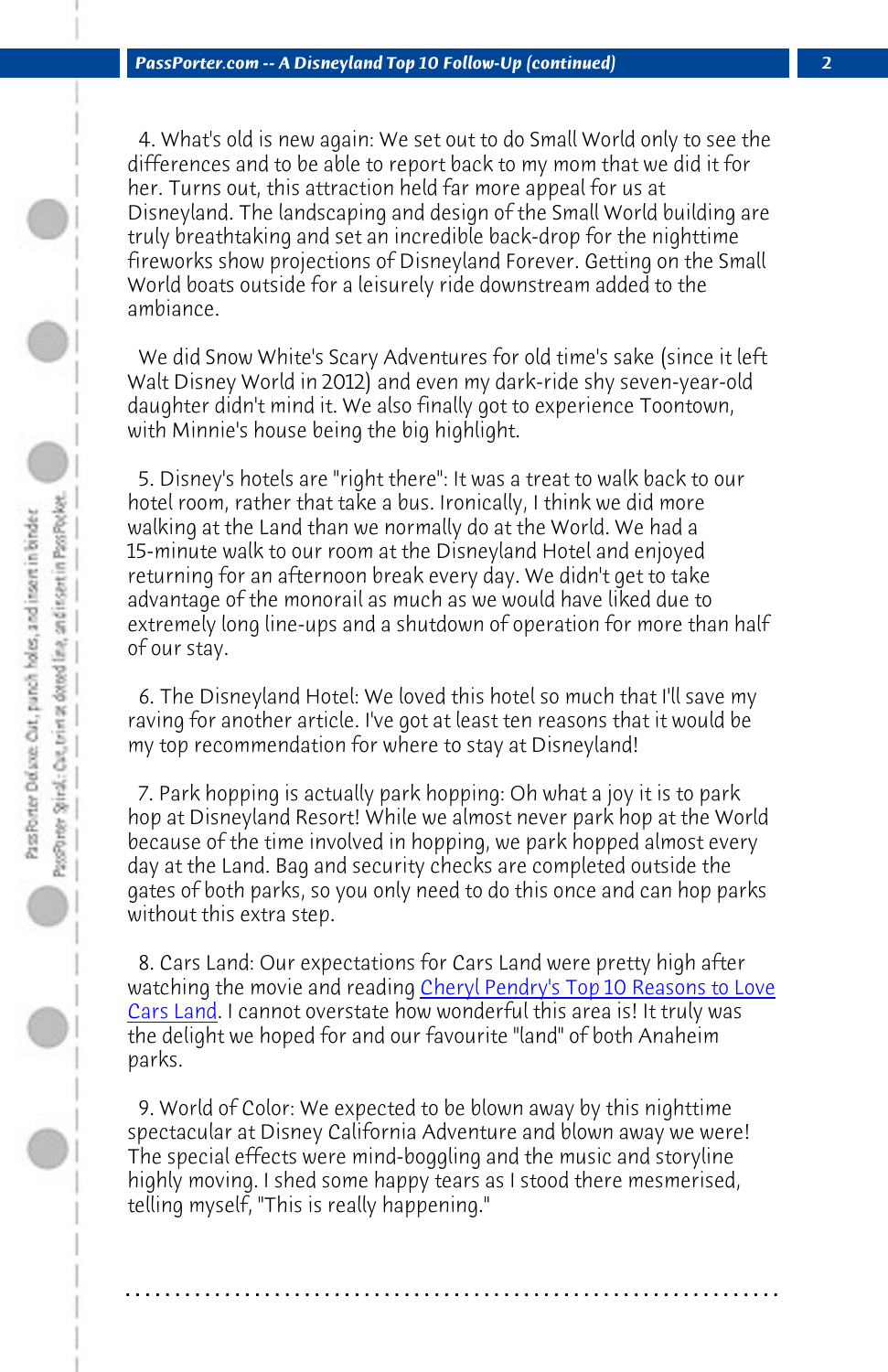4. What's old is new again: We set out to do Small World only to see the differences and to be able to report back to my mom that we did it for her. Turns out, this attraction held far more appeal for us at Disneyland. The landscaping and design of the Small World building are truly breathtaking and set an incredible back-drop for the nighttime fireworks show projections of Disneyland Forever. Getting on the Small World boats outside for a leisurely ride downstream added to the ambiance.

We did Snow White's Scary Adventures for old time's sake (since it left Walt Disney World in 2012) and even my dark-ride shy seven-year-old daughter didn't mind it. We also finally got to experience Toontown, with Minnie's house being the big highlight.

5. Disney's hotels are "right there": It was a treat to walk back to our hotel room, rather that take a bus. Ironically, I think we did more walking at the Land than we normally do at the World. We had a 15-minute walk to our room at the Disneyland Hotel and enjoyed returning for an afternoon break every day. We didn't get to take advantage of the monorail as much as we would have liked due to extremely long line-ups and a shutdown of operation for more than half of our stay.

6. The Disneyland Hotel: We loved this hotel so much that I'll save my raving for another article. I've got at least ten reasons that it would be my top recommendation for where to stay at Disneyland!

7. Park hopping is actually park hopping: Oh what a joy it is to park hop at Disneyland Resort! While we almost never park hop at the World because of the time involved in hopping, we park hopped almost every day at the Land. Bag and security checks are completed outside the gates of both parks, so you only need to do this once and can hop parks without this extra step.

8. Cars Land: Our expectations for Cars Land were pretty high after watching the movie and reading Cheryl Pendry's Top 10 Reasons to Love Cars Land. I cannot overstate how wonderful this area is! It truly was the delight we hoped for and our favourite "land" of both Anaheim parks.

9. World of Color: We expected to be blown away by this nighttime spectacular at Disney California Adventure and blown away we were! The special effects were mind-boggling and the music and storyline highly moving. I shed some happy tears as I stood there mesmerised, telling myself, "This is really happening."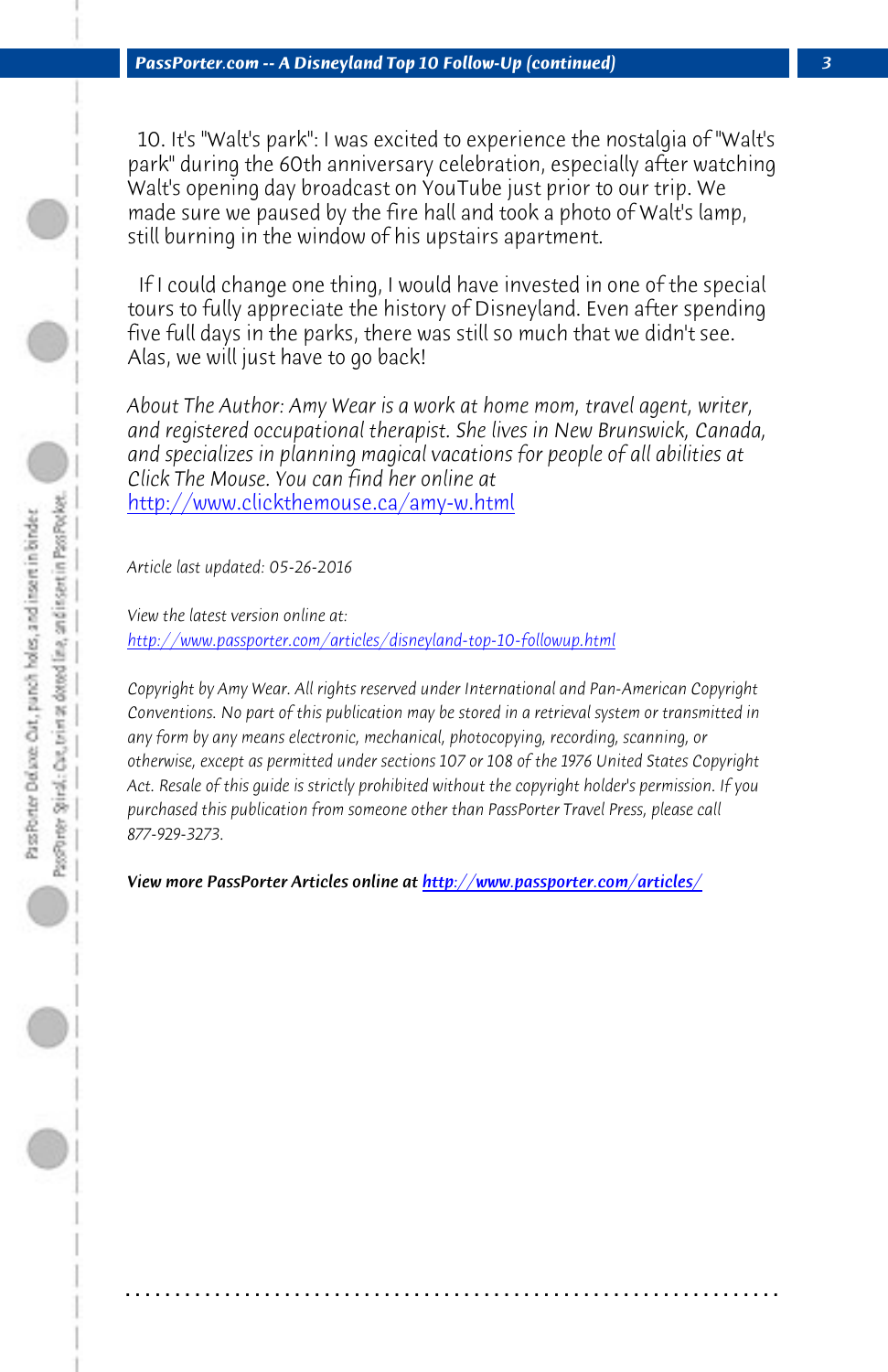10. It's "Walt's park": I was excited to experience the nostalgia of "Walt's park" during the 60th anniversary celebration, especially after watching Walt's opening day broadcast on YouTube just prior to our trip. We made sure we paused by the fire hall and took a photo of Walt's lamp, still burning in the window of his upstairs apartment.

If I could change one thing, I would have invested in one of the special tours to fully appreciate the history of Disneyland. Even after spending five full days in the parks, there was still so much that we didn't see. Alas, we will just have to go back!

*About The Author: Amy Wear is a work at home mom, travel agent, writer, and registered occupational therapist. She lives in New Brunswick, Canada, and specializes in planning magical vacations for people of all abilities at Click The Mouse. You can find her online at* http://www.clickthemouse.ca/amy-w.html

*Article last updated: 05-26-2016*

*View the latest version online at:*
*http://www.passporter.com/articles/disneyland-top-10-followup.html*

*Copyright by Amy Wear. All rights reserved under International and Pan-American Copyright Conventions. No part of this publication may be stored in a retrieval system or transmitted in any form by any means electronic, mechanical, photocopying, recording, scanning, or otherwise, except as permitted under sections 107 or 108 of the 1976 United States Copyright Act. Resale of this guide is strictly prohibited without the copyright holder's permission. If you purchased this publication from someone other than PassPorter Travel Press, please call 877-929-3273.*

***View more PassPorter Articles online at http://www.passporter.com/articles/***